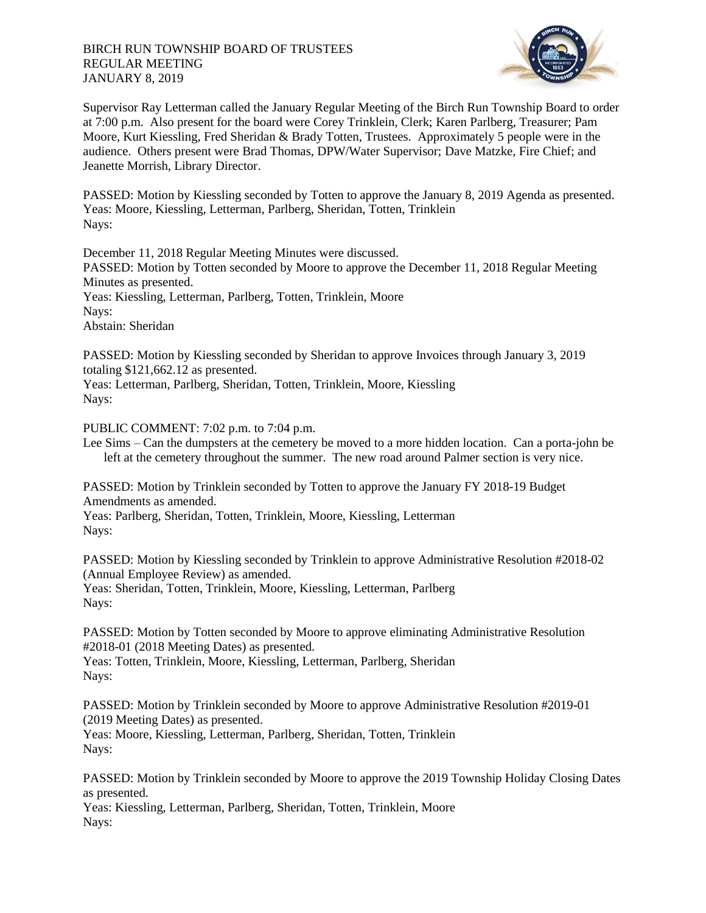BIRCH RUN TOWNSHIP BOARD OF TRUSTEES
REGULAR MEETING
JANUARY 8, 2019

Supervisor Ray Letterman called the January Regular Meeting of the Birch Run Township Board to order at 7:00 p.m. Also present for the board were Corey Trinklein, Clerk; Karen Parlberg, Treasurer; Pam Moore, Kurt Kiessling, Fred Sheridan & Brady Totten, Trustees. Approximately 5 people were in the audience. Others present were Brad Thomas, DPW/Water Supervisor; Dave Matzke, Fire Chief; and Jeanette Morrish, Library Director.

PASSED: Motion by Kiessling seconded by Totten to approve the January 8, 2019 Agenda as presented.
Yeas: Moore, Kiessling, Letterman, Parlberg, Sheridan, Totten, Trinklein
Nays:

December 11, 2018 Regular Meeting Minutes were discussed.
PASSED: Motion by Totten seconded by Moore to approve the December 11, 2018 Regular Meeting Minutes as presented.
Yeas: Kiessling, Letterman, Parlberg, Totten, Trinklein, Moore
Nays:
Abstain: Sheridan

PASSED: Motion by Kiessling seconded by Sheridan to approve Invoices through January 3, 2019 totaling $121,662.12 as presented.
Yeas: Letterman, Parlberg, Sheridan, Totten, Trinklein, Moore, Kiessling
Nays:

PUBLIC COMMENT: 7:02 p.m. to 7:04 p.m.
Lee Sims – Can the dumpsters at the cemetery be moved to a more hidden location. Can a porta-john be left at the cemetery throughout the summer. The new road around Palmer section is very nice.

PASSED: Motion by Trinklein seconded by Totten to approve the January FY 2018-19 Budget Amendments as amended.
Yeas: Parlberg, Sheridan, Totten, Trinklein, Moore, Kiessling, Letterman
Nays:

PASSED: Motion by Kiessling seconded by Trinklein to approve Administrative Resolution #2018-02 (Annual Employee Review) as amended.
Yeas: Sheridan, Totten, Trinklein, Moore, Kiessling, Letterman, Parlberg
Nays:

PASSED: Motion by Totten seconded by Moore to approve eliminating Administrative Resolution #2018-01 (2018 Meeting Dates) as presented.
Yeas: Totten, Trinklein, Moore, Kiessling, Letterman, Parlberg, Sheridan
Nays:

PASSED: Motion by Trinklein seconded by Moore to approve Administrative Resolution #2019-01 (2019 Meeting Dates) as presented.
Yeas: Moore, Kiessling, Letterman, Parlberg, Sheridan, Totten, Trinklein
Nays:

PASSED: Motion by Trinklein seconded by Moore to approve the 2019 Township Holiday Closing Dates as presented.
Yeas: Kiessling, Letterman, Parlberg, Sheridan, Totten, Trinklein, Moore
Nays: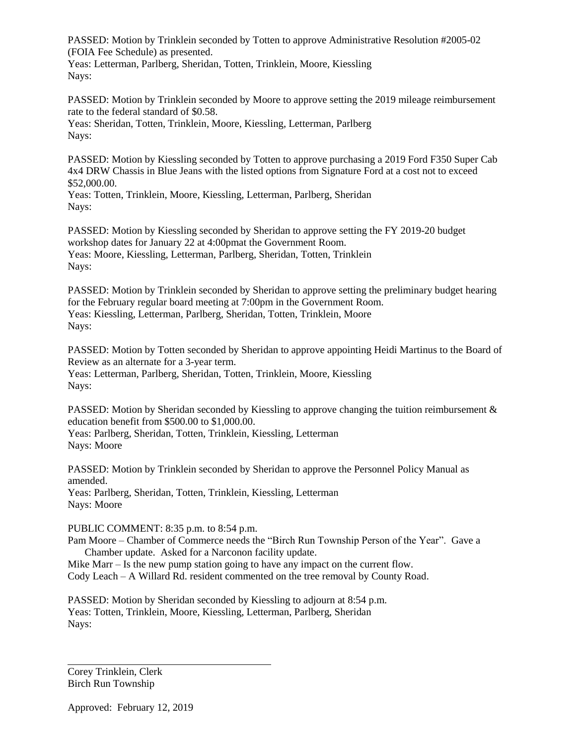PASSED: Motion by Trinklein seconded by Totten to approve Administrative Resolution #2005-02 (FOIA Fee Schedule) as presented.
Yeas: Letterman, Parlberg, Sheridan, Totten, Trinklein, Moore, Kiessling
Nays:

PASSED: Motion by Trinklein seconded by Moore to approve setting the 2019 mileage reimbursement rate to the federal standard of $0.58.
Yeas: Sheridan, Totten, Trinklein, Moore, Kiessling, Letterman, Parlberg
Nays:

PASSED: Motion by Kiessling seconded by Totten to approve purchasing a 2019 Ford F350 Super Cab 4x4 DRW Chassis in Blue Jeans with the listed options from Signature Ford at a cost not to exceed $52,000.00.
Yeas: Totten, Trinklein, Moore, Kiessling, Letterman, Parlberg, Sheridan
Nays:

PASSED: Motion by Kiessling seconded by Sheridan to approve setting the FY 2019-20 budget workshop dates for January 22 at 4:00pmat the Government Room.
Yeas: Moore, Kiessling, Letterman, Parlberg, Sheridan, Totten, Trinklein
Nays:

PASSED: Motion by Trinklein seconded by Sheridan to approve setting the preliminary budget hearing for the February regular board meeting at 7:00pm in the Government Room.
Yeas: Kiessling, Letterman, Parlberg, Sheridan, Totten, Trinklein, Moore
Nays:

PASSED: Motion by Totten seconded by Sheridan to approve appointing Heidi Martinus to the Board of Review as an alternate for a 3-year term.
Yeas: Letterman, Parlberg, Sheridan, Totten, Trinklein, Moore, Kiessling
Nays:

PASSED: Motion by Sheridan seconded by Kiessling to approve changing the tuition reimbursement & education benefit from $500.00 to $1,000.00.
Yeas: Parlberg, Sheridan, Totten, Trinklein, Kiessling, Letterman
Nays: Moore

PASSED: Motion by Trinklein seconded by Sheridan to approve the Personnel Policy Manual as amended.
Yeas: Parlberg, Sheridan, Totten, Trinklein, Kiessling, Letterman
Nays: Moore

PUBLIC COMMENT: 8:35 p.m. to 8:54 p.m.
Pam Moore – Chamber of Commerce needs the "Birch Run Township Person of the Year". Gave a Chamber update. Asked for a Narconon facility update.
Mike Marr – Is the new pump station going to have any impact on the current flow.
Cody Leach – A Willard Rd. resident commented on the tree removal by County Road.

PASSED: Motion by Sheridan seconded by Kiessling to adjourn at 8:54 p.m.
Yeas: Totten, Trinklein, Moore, Kiessling, Letterman, Parlberg, Sheridan
Nays:

Corey Trinklein, Clerk
Birch Run Township

Approved: February 12, 2019